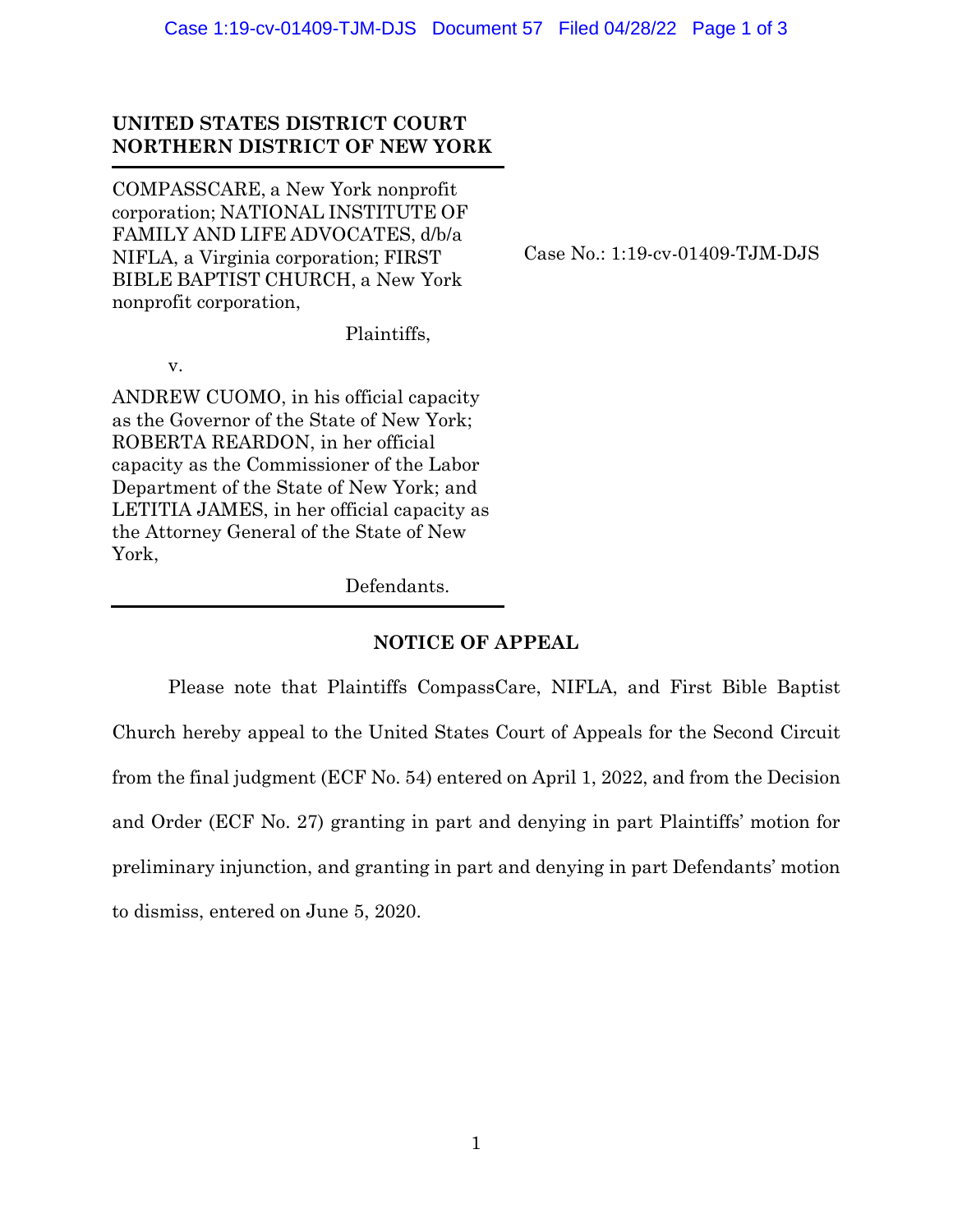**UNITED STATES DISTRICT COURT**
**NORTHERN DISTRICT OF NEW YORK**

COMPASSCARE, a New York nonprofit corporation; NATIONAL INSTITUTE OF FAMILY AND LIFE ADVOCATES, d/b/a NIFLA, a Virginia corporation; FIRST BIBLE BAPTIST CHURCH, a New York nonprofit corporation,

Plaintiffs,

v.

ANDREW CUOMO, in his official capacity as the Governor of the State of New York; ROBERTA REARDON, in her official capacity as the Commissioner of the Labor Department of the State of New York; and LETITIA JAMES, in her official capacity as the Attorney General of the State of New York,

Defendants.

Case No.: 1:19-cv-01409-TJM-DJS

**NOTICE OF APPEAL**

Please note that Plaintiffs CompassCare, NIFLA, and First Bible Baptist Church hereby appeal to the United States Court of Appeals for the Second Circuit from the final judgment (ECF No. 54) entered on April 1, 2022, and from the Decision and Order (ECF No. 27) granting in part and denying in part Plaintiffs' motion for preliminary injunction, and granting in part and denying in part Defendants' motion to dismiss, entered on June 5, 2020.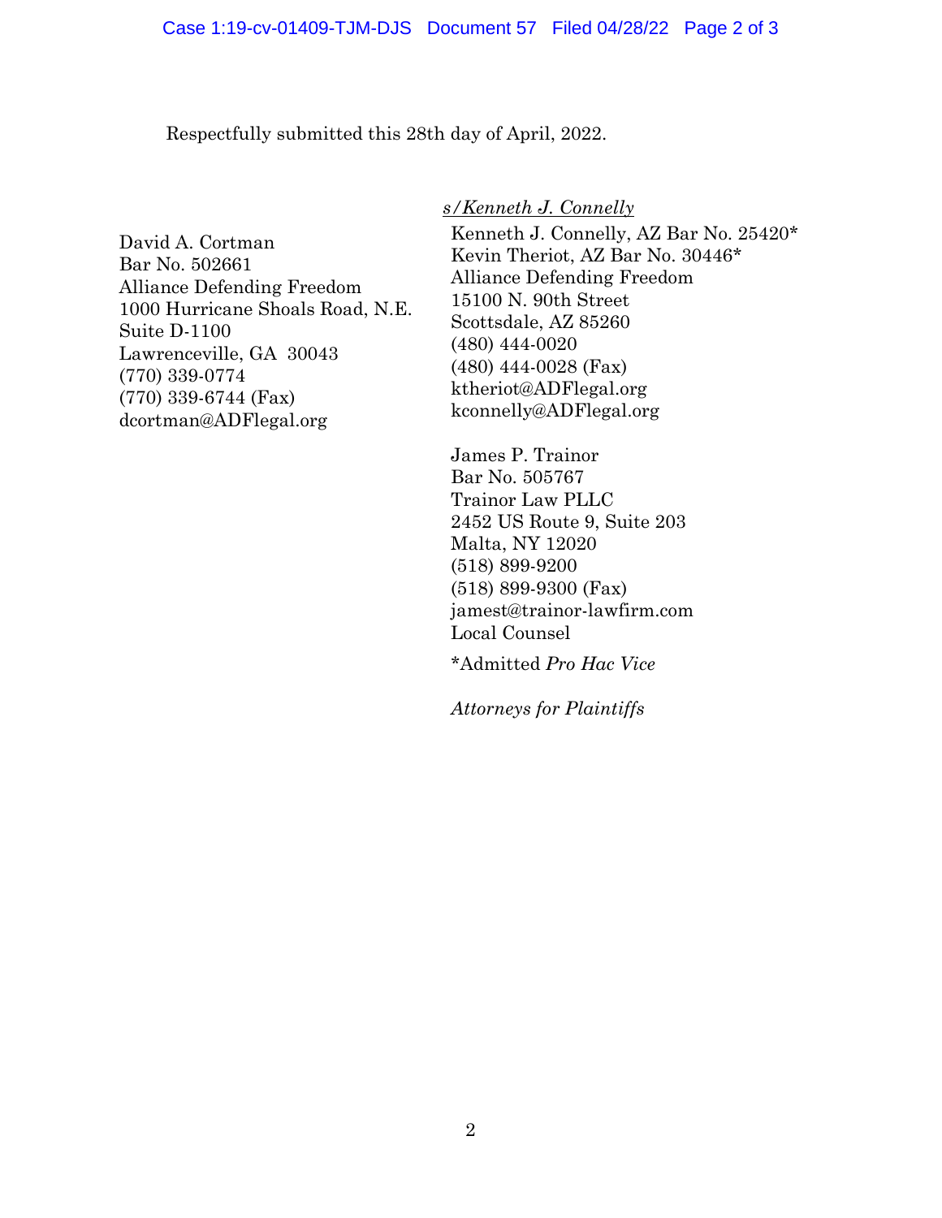Respectfully submitted this 28th day of April, 2022.

*s/Kenneth J. Connelly*

Kenneth J. Connelly, AZ Bar No. 25420*
Kevin Theriot, AZ Bar No. 30446*
Alliance Defending Freedom
15100 N. 90th Street
Scottsdale, AZ 85260
(480) 444-0020
(480) 444-0028 (Fax)
ktheriot@ADFlegal.org
kconnelly@ADFlegal.org

David A. Cortman
Bar No. 502661
Alliance Defending Freedom
1000 Hurricane Shoals Road, N.E.
Suite D-1100
Lawrenceville, GA 30043
(770) 339-0774
(770) 339-6744 (Fax)
dcortman@ADFlegal.org

James P. Trainor
Bar No. 505767
Trainor Law PLLC
2452 US Route 9, Suite 203
Malta, NY 12020
(518) 899-9200
(518) 899-9300 (Fax)
jamest@trainor-lawfirm.com
Local Counsel

*Admitted *Pro Hac Vice*

*Attorneys for Plaintiffs*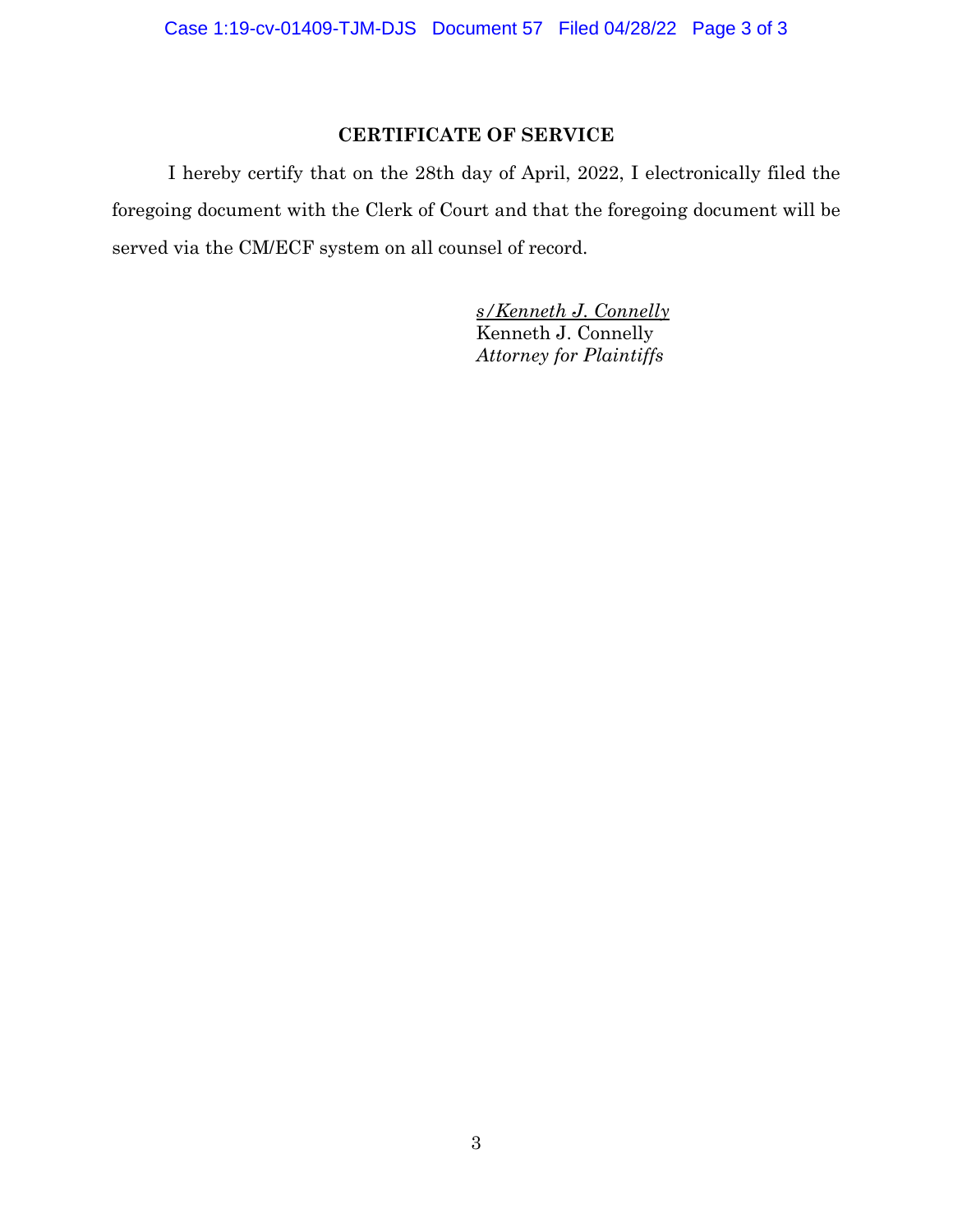## CERTIFICATE OF SERVICE

I hereby certify that on the 28th day of April, 2022, I electronically filed the foregoing document with the Clerk of Court and that the foregoing document will be served via the CM/ECF system on all counsel of record.

s/Kenneth J. Connelly
Kenneth J. Connelly
*Attorney for Plaintiffs*